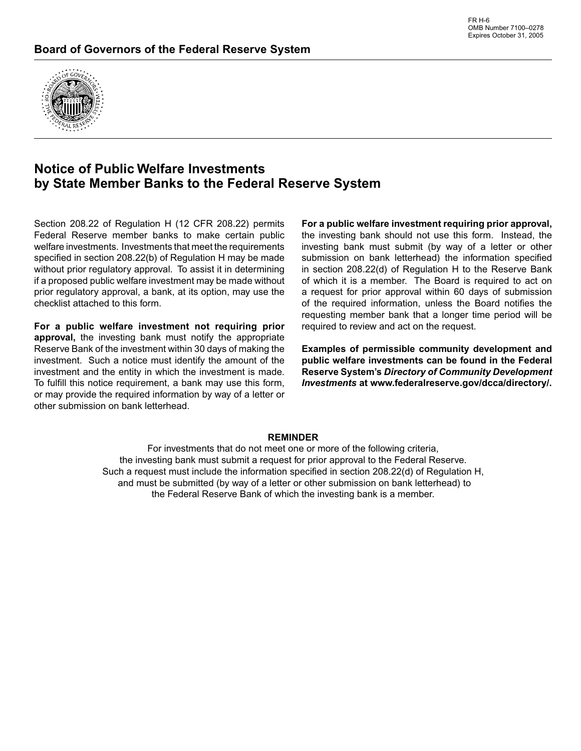FR H-6
OMB Number 7100–0278
Expires October 31, 2005

## Board of Governors of the Federal Reserve System

# Notice of Public Welfare Investments by State Member Banks to the Federal Reserve System

Section 208.22 of Regulation H (12 CFR 208.22) permits Federal Reserve member banks to make certain public welfare investments. Investments that meet the requirements specified in section 208.22(b) of Regulation H may be made without prior regulatory approval. To assist it in determining if a proposed public welfare investment may be made without prior regulatory approval, a bank, at its option, may use the checklist attached to this form.

**For a public welfare investment not requiring prior approval,** the investing bank must notify the appropriate Reserve Bank of the investment within 30 days of making the investment. Such a notice must identify the amount of the investment and the entity in which the investment is made. To fulfill this notice requirement, a bank may use this form, or may provide the required information by way of a letter or other submission on bank letterhead.

**For a public welfare investment requiring prior approval,** the investing bank should not use this form. Instead, the investing bank must submit (by way of a letter or other submission on bank letterhead) the information specified in section 208.22(d) of Regulation H to the Reserve Bank of which it is a member. The Board is required to act on a request for prior approval within 60 days of submission of the required information, unless the Board notifies the requesting member bank that a longer time period will be required to review and act on the request.

**Examples of permissible community development and public welfare investments can be found in the Federal Reserve System's *Directory of Community Development Investments* at www.federalreserve.gov/dcca/directory/.**

**REMINDER**

For investments that do not meet one or more of the following criteria, the investing bank must submit a request for prior approval to the Federal Reserve. Such a request must include the information specified in section 208.22(d) of Regulation H, and must be submitted (by way of a letter or other submission on bank letterhead) to the Federal Reserve Bank of which the investing bank is a member.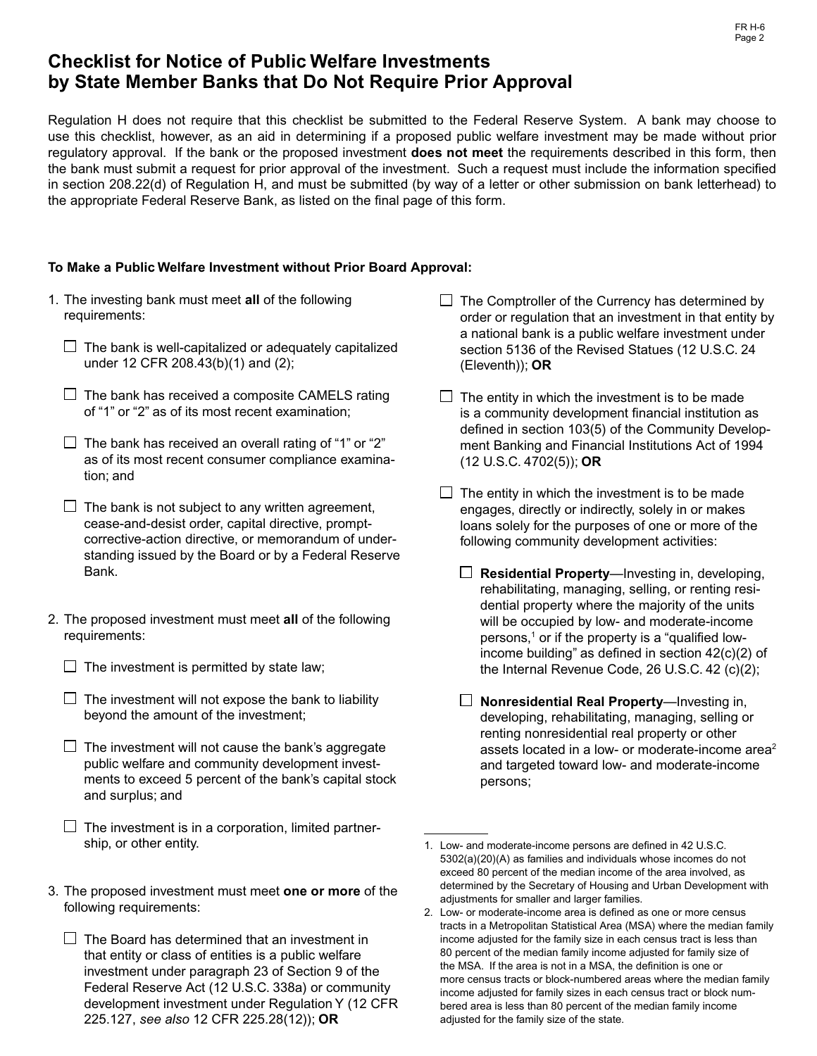# Checklist for Notice of Public Welfare Investments by State Member Banks that Do Not Require Prior Approval

Regulation H does not require that this checklist be submitted to the Federal Reserve System. A bank may choose to use this checklist, however, as an aid in determining if a proposed public welfare investment may be made without prior regulatory approval. If the bank or the proposed investment **does not meet** the requirements described in this form, then the bank must submit a request for prior approval of the investment. Such a request must include the information specified in section 208.22(d) of Regulation H, and must be submitted (by way of a letter or other submission on bank letterhead) to the appropriate Federal Reserve Bank, as listed on the final page of this form.

**To Make a Public Welfare Investment without Prior Board Approval:**

1. The investing bank must meet **all** of the following requirements:

   - ☐ The bank is well-capitalized or adequately capitalized under 12 CFR 208.43(b)(1) and (2);
   - ☐ The bank has received a composite CAMELS rating of "1" or "2" as of its most recent examination;
   - ☐ The bank has received an overall rating of "1" or "2" as of its most recent consumer compliance examination; and
   - ☐ The bank is not subject to any written agreement, cease-and-desist order, capital directive, prompt-corrective-action directive, or memorandum of understanding issued by the Board or by a Federal Reserve Bank.

2. The proposed investment must meet **all** of the following requirements:

   - ☐ The investment is permitted by state law;
   - ☐ The investment will not expose the bank to liability beyond the amount of the investment;
   - ☐ The investment will not cause the bank's aggregate public welfare and community development investments to exceed 5 percent of the bank's capital stock and surplus; and
   - ☐ The investment is in a corporation, limited partnership, or other entity.

3. The proposed investment must meet **one or more** of the following requirements:

   - ☐ The Board has determined that an investment in that entity or class of entities is a public welfare investment under paragraph 23 of Section 9 of the Federal Reserve Act (12 U.S.C. 338a) or community development investment under Regulation Y (12 CFR 225.127, *see also* 12 CFR 225.28(12)); **OR**
   - ☐ The Comptroller of the Currency has determined by order or regulation that an investment in that entity by a national bank is a public welfare investment under section 5136 of the Revised Statues (12 U.S.C. 24 (Eleventh)); **OR**
   - ☐ The entity in which the investment is to be made is a community development financial institution as defined in section 103(5) of the Community Development Banking and Financial Institutions Act of 1994 (12 U.S.C. 4702(5)); **OR**
   - ☐ The entity in which the investment is to be made engages, directly or indirectly, solely in or makes loans solely for the purposes of one or more of the following community development activities:

     - ☐ **Residential Property**—Investing in, developing, rehabilitating, managing, selling, or renting residential property where the majority of the units will be occupied by low- and moderate-income persons,[1] or if the property is a "qualified low-income building" as defined in section 42(c)(2) of the Internal Revenue Code, 26 U.S.C. 42 (c)(2);
     - ☐ **Nonresidential Real Property**—Investing in, developing, rehabilitating, managing, selling or renting nonresidential real property or other assets located in a low- or moderate-income area[2] and targeted toward low- and moderate-income persons;

---

1. Low- and moderate-income persons are defined in 42 U.S.C. 5302(a)(20)(A) as families and individuals whose incomes do not exceed 80 percent of the median income of the area involved, as determined by the Secretary of Housing and Urban Development with adjustments for smaller and larger families.
2. Low- or moderate-income area is defined as one or more census tracts in a Metropolitan Statistical Area (MSA) where the median family income adjusted for the family size in each census tract is less than 80 percent of the median family income adjusted for family size of the MSA. If the area is not in a MSA, the definition is one or more census tracts or block-numbered areas where the median family income adjusted for family sizes in each census tract or block numbered area is less than 80 percent of the median family income adjusted for the family size of the state.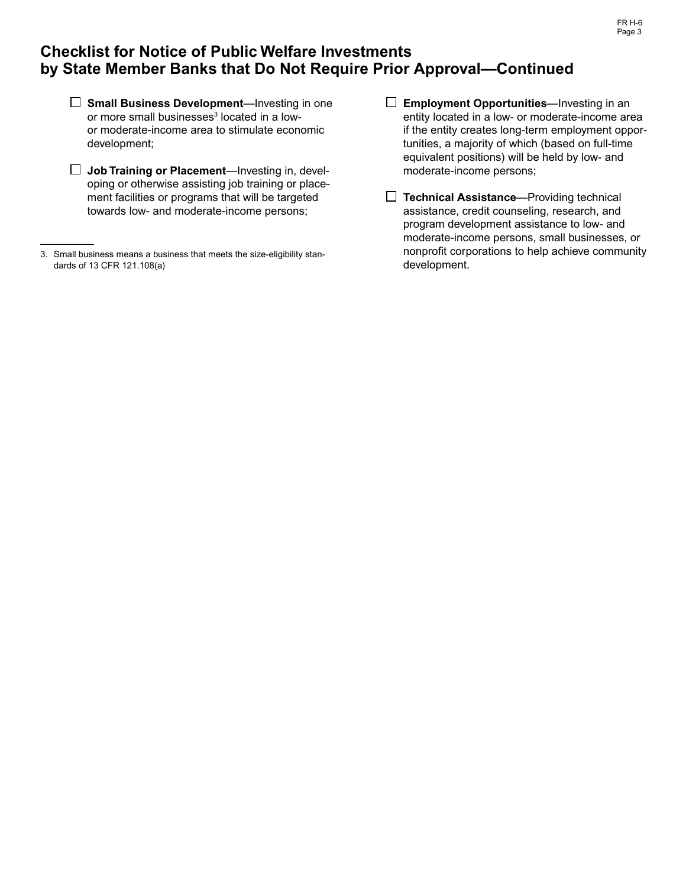# Checklist for Notice of Public Welfare Investments by State Member Banks that Do Not Require Prior Approval—Continued

- ☐ **Small Business Development**—Investing in one or more small businesses[3] located in a low- or moderate-income area to stimulate economic development;

- ☐ **Job Training or Placement**—Investing in, developing or otherwise assisting job training or placement facilities or programs that will be targeted towards low- and moderate-income persons;

- ☐ **Employment Opportunities**—Investing in an entity located in a low- or moderate-income area if the entity creates long-term employment opportunities, a majority of which (based on full-time equivalent positions) will be held by low- and moderate-income persons;

- ☐ **Technical Assistance**—Providing technical assistance, credit counseling, research, and program development assistance to low- and moderate-income persons, small businesses, or nonprofit corporations to help achieve community development.

---

3. Small business means a business that meets the size-eligibility standards of 13 CFR 121.108(a)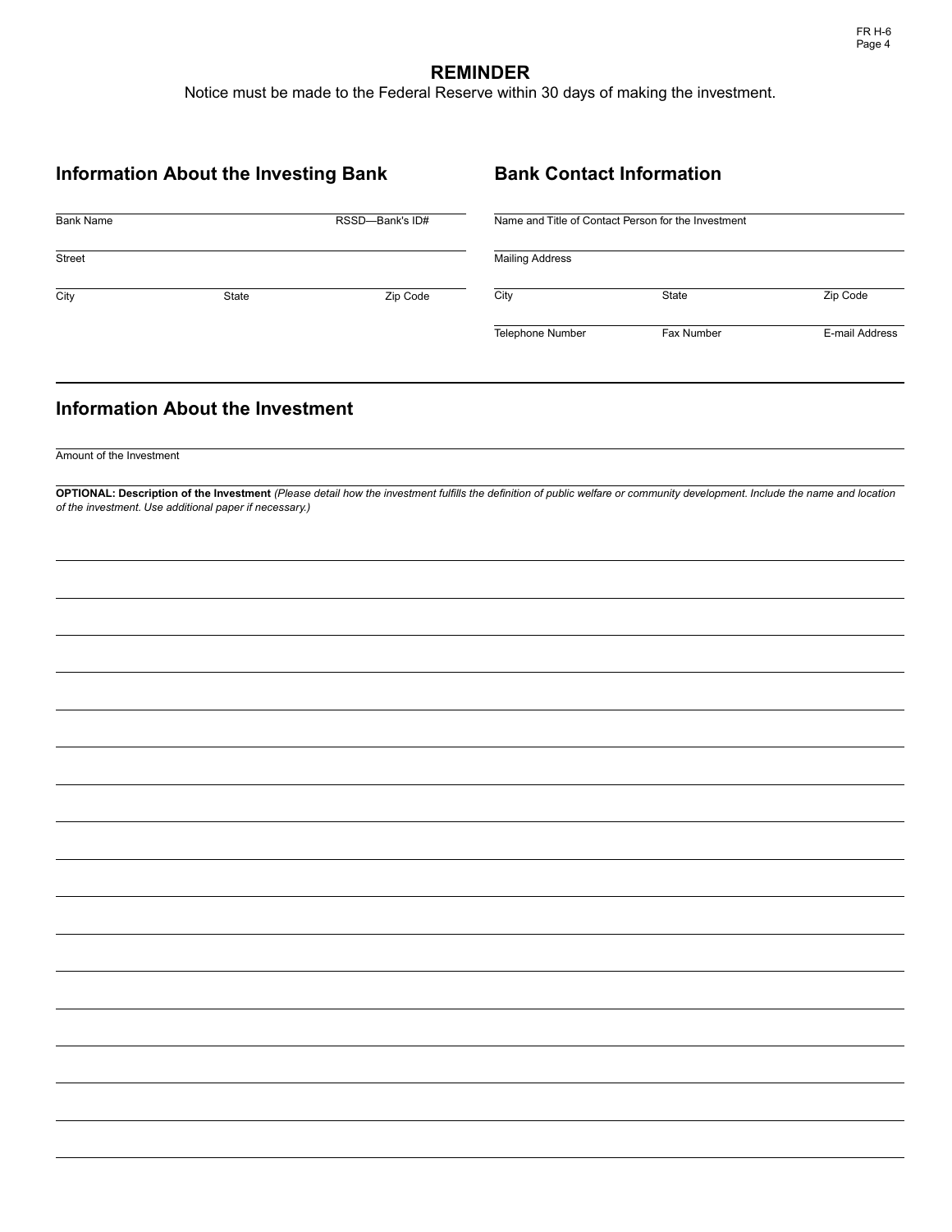## REMINDER

Notice must be made to the Federal Reserve within 30 days of making the investment.

## Information About the Investing Bank

Bank Name RSSD—Bank's ID#

Street

City State Zip Code

## Bank Contact Information

Name and Title of Contact Person for the Investment

Mailing Address

City State Zip Code

Telephone Number Fax Number E-mail Address

## Information About the Investment

Amount of the Investment

**OPTIONAL: Description of the Investment** *(Please detail how the investment fulfills the definition of public welfare or community development. Include the name and location of the investment. Use additional paper if necessary.)*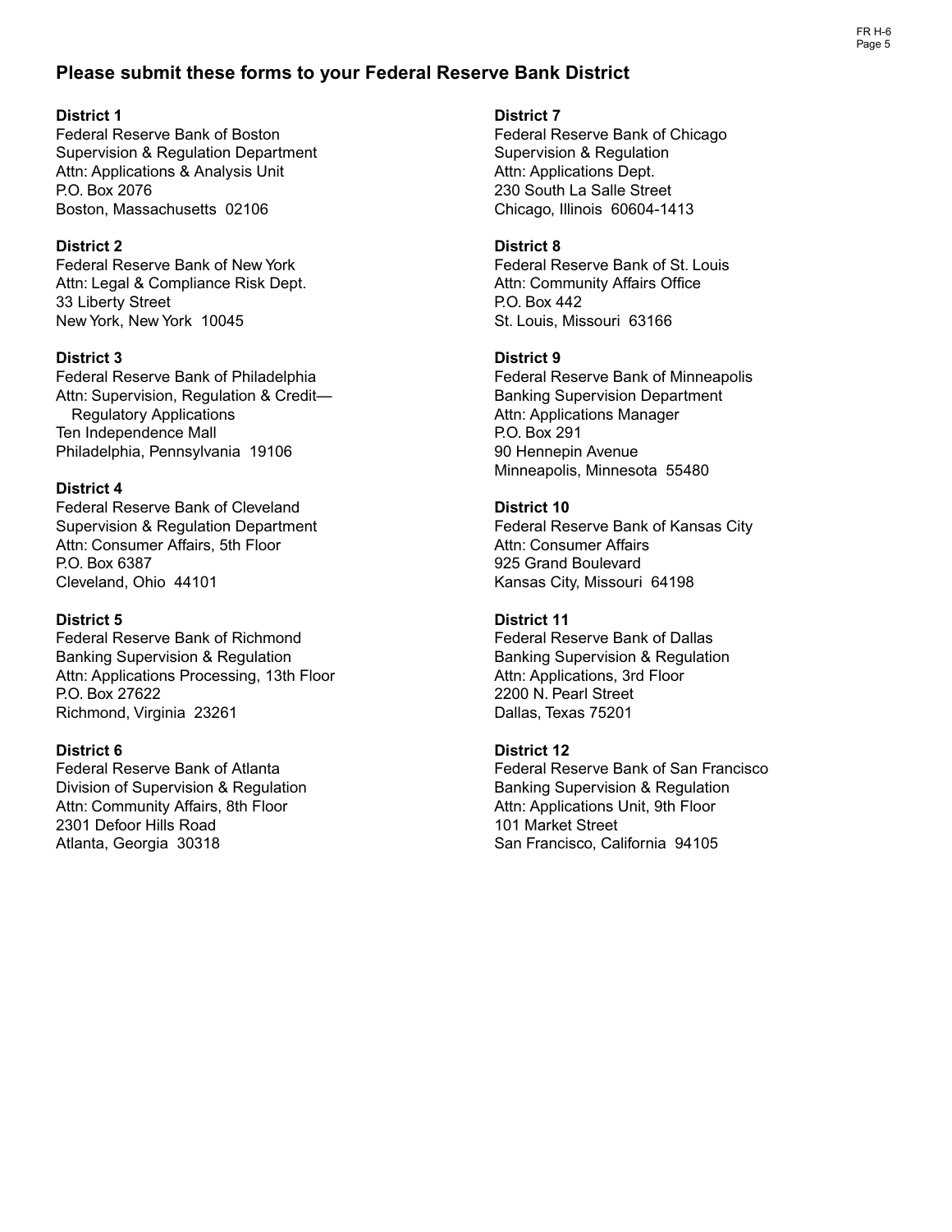## Please submit these forms to your Federal Reserve Bank District

**District 1**
Federal Reserve Bank of Boston
Supervision & Regulation Department
Attn: Applications & Analysis Unit
P.O. Box 2076
Boston, Massachusetts 02106

**District 2**
Federal Reserve Bank of New York
Attn: Legal & Compliance Risk Dept.
33 Liberty Street
New York, New York 10045

**District 3**
Federal Reserve Bank of Philadelphia
Attn: Supervision, Regulation & Credit—
Regulatory Applications
Ten Independence Mall
Philadelphia, Pennsylvania 19106

**District 4**
Federal Reserve Bank of Cleveland
Supervision & Regulation Department
Attn: Consumer Affairs, 5th Floor
P.O. Box 6387
Cleveland, Ohio 44101

**District 5**
Federal Reserve Bank of Richmond
Banking Supervision & Regulation
Attn: Applications Processing, 13th Floor
P.O. Box 27622
Richmond, Virginia 23261

**District 6**
Federal Reserve Bank of Atlanta
Division of Supervision & Regulation
Attn: Community Affairs, 8th Floor
2301 Defoor Hills Road
Atlanta, Georgia 30318

**District 7**
Federal Reserve Bank of Chicago
Supervision & Regulation
Attn: Applications Dept.
230 South La Salle Street
Chicago, Illinois 60604-1413

**District 8**
Federal Reserve Bank of St. Louis
Attn: Community Affairs Office
P.O. Box 442
St. Louis, Missouri 63166

**District 9**
Federal Reserve Bank of Minneapolis
Banking Supervision Department
Attn: Applications Manager
P.O. Box 291
90 Hennepin Avenue
Minneapolis, Minnesota 55480

**District 10**
Federal Reserve Bank of Kansas City
Attn: Consumer Affairs
925 Grand Boulevard
Kansas City, Missouri 64198

**District 11**
Federal Reserve Bank of Dallas
Banking Supervision & Regulation
Attn: Applications, 3rd Floor
2200 N. Pearl Street
Dallas, Texas 75201

**District 12**
Federal Reserve Bank of San Francisco
Banking Supervision & Regulation
Attn: Applications Unit, 9th Floor
101 Market Street
San Francisco, California 94105